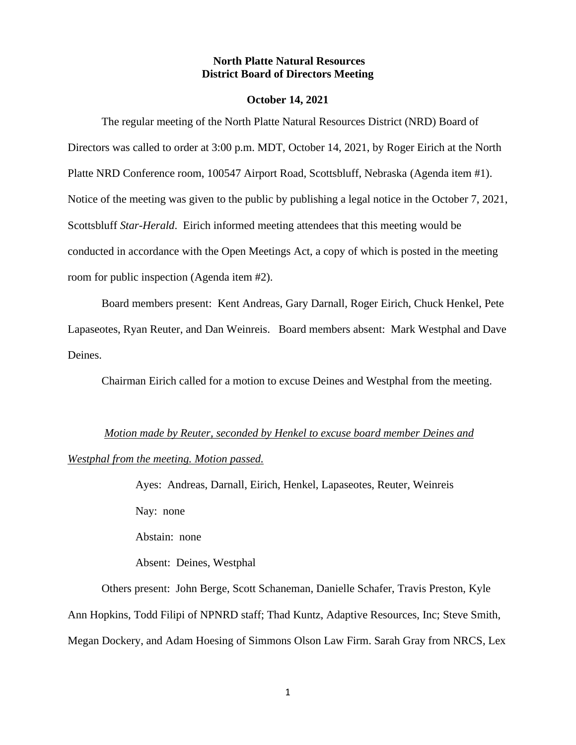**North Platte Natural Resources**
**District Board of Directors Meeting**

**October 14, 2021**

The regular meeting of the North Platte Natural Resources District (NRD) Board of Directors was called to order at 3:00 p.m. MDT, October 14, 2021, by Roger Eirich at the North Platte NRD Conference room, 100547 Airport Road, Scottsbluff, Nebraska (Agenda item #1). Notice of the meeting was given to the public by publishing a legal notice in the October 7, 2021, Scottsbluff *Star-Herald*. Eirich informed meeting attendees that this meeting would be conducted in accordance with the Open Meetings Act, a copy of which is posted in the meeting room for public inspection (Agenda item #2).

Board members present: Kent Andreas, Gary Darnall, Roger Eirich, Chuck Henkel, Pete Lapaseotes, Ryan Reuter, and Dan Weinreis. Board members absent: Mark Westphal and Dave Deines.

Chairman Eirich called for a motion to excuse Deines and Westphal from the meeting.

*Motion made by Reuter, seconded by Henkel to excuse board member Deines and Westphal from the meeting. Motion passed.*

Ayes: Andreas, Darnall, Eirich, Henkel, Lapaseotes, Reuter, Weinreis

Nay: none

Abstain: none

Absent: Deines, Westphal

Others present: John Berge, Scott Schaneman, Danielle Schafer, Travis Preston, Kyle Ann Hopkins, Todd Filipi of NPNRD staff; Thad Kuntz, Adaptive Resources, Inc; Steve Smith, Megan Dockery, and Adam Hoesing of Simmons Olson Law Firm. Sarah Gray from NRCS, Lex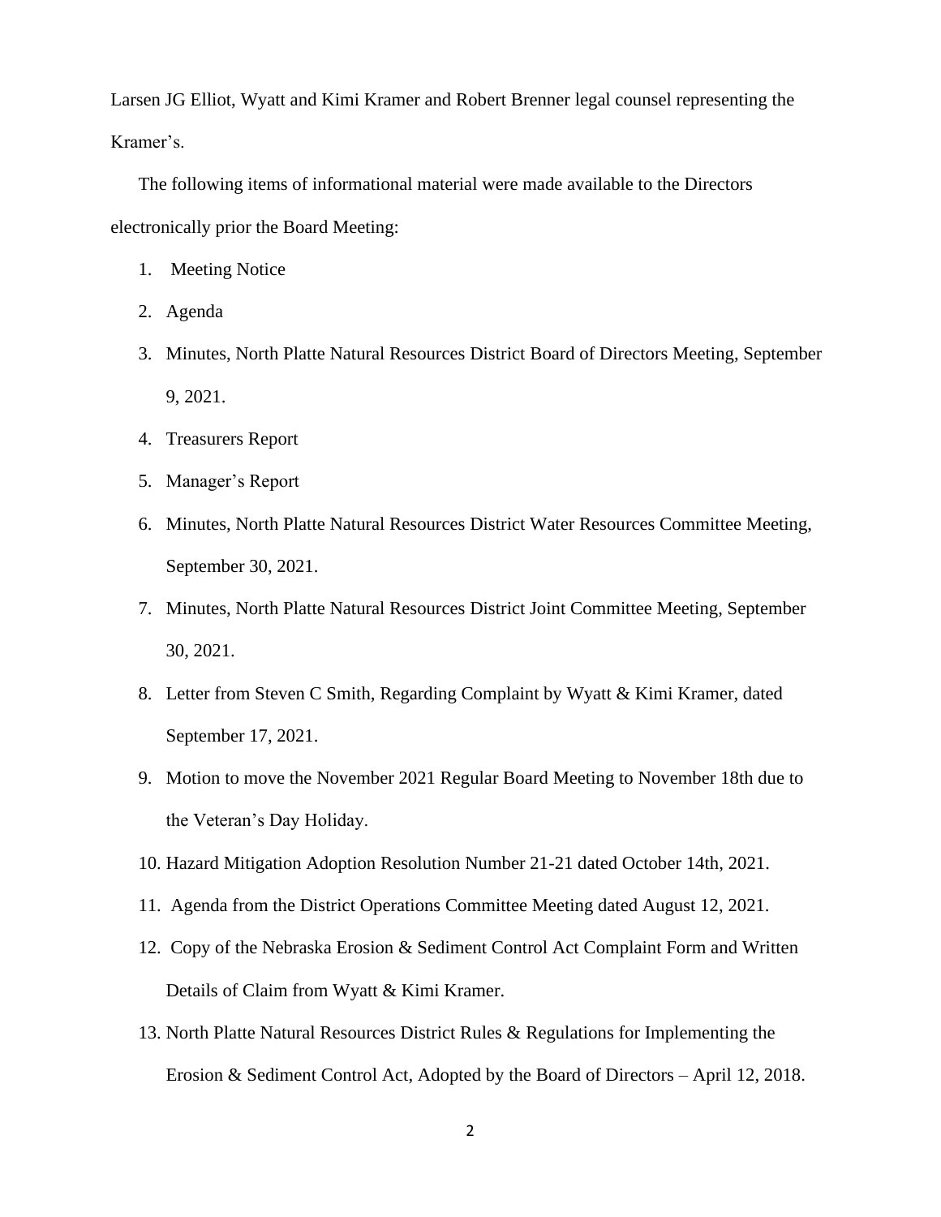Larsen JG Elliot, Wyatt and Kimi Kramer and Robert Brenner legal counsel representing the Kramer's.

The following items of informational material were made available to the Directors electronically prior the Board Meeting:

1. Meeting Notice
2. Agenda
3. Minutes, North Platte Natural Resources District Board of Directors Meeting, September 9, 2021.
4. Treasurers Report
5. Manager's Report
6. Minutes, North Platte Natural Resources District Water Resources Committee Meeting, September 30, 2021.
7. Minutes, North Platte Natural Resources District Joint Committee Meeting, September 30, 2021.
8. Letter from Steven C Smith, Regarding Complaint by Wyatt & Kimi Kramer, dated September 17, 2021.
9. Motion to move the November 2021 Regular Board Meeting to November 18th due to the Veteran's Day Holiday.
10. Hazard Mitigation Adoption Resolution Number 21-21 dated October 14th, 2021.
11. Agenda from the District Operations Committee Meeting dated August 12, 2021.
12. Copy of the Nebraska Erosion & Sediment Control Act Complaint Form and Written Details of Claim from Wyatt & Kimi Kramer.
13. North Platte Natural Resources District Rules & Regulations for Implementing the Erosion & Sediment Control Act, Adopted by the Board of Directors – April 12, 2018.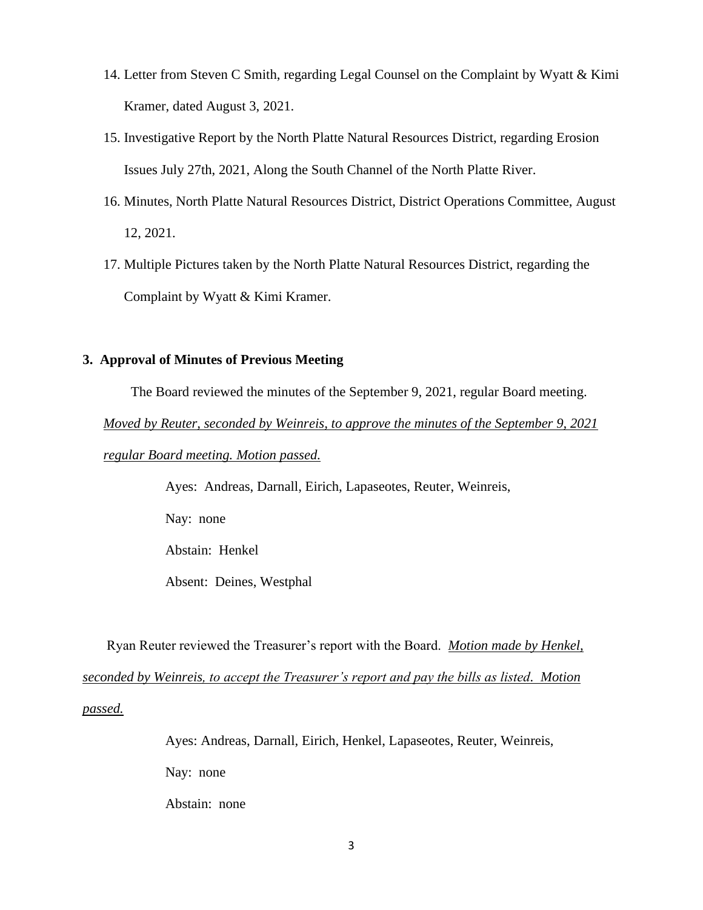14. Letter from Steven C Smith, regarding Legal Counsel on the Complaint by Wyatt & Kimi Kramer, dated August 3, 2021.
15. Investigative Report by the North Platte Natural Resources District, regarding Erosion Issues July 27th, 2021, Along the South Channel of the North Platte River.
16. Minutes, North Platte Natural Resources District, District Operations Committee, August 12, 2021.
17. Multiple Pictures taken by the North Platte Natural Resources District, regarding the Complaint by Wyatt & Kimi Kramer.

**3. Approval of Minutes of Previous Meeting**

The Board reviewed the minutes of the September 9, 2021, regular Board meeting. *Moved by Reuter, seconded by Weinreis, to approve the minutes of the September 9, 2021 regular Board meeting. Motion passed.*

Ayes: Andreas, Darnall, Eirich, Lapaseotes, Reuter, Weinreis,

Nay: none

Abstain: Henkel

Absent: Deines, Westphal

Ryan Reuter reviewed the Treasurer's report with the Board. *Motion made by Henkel, seconded by Weinreis, to accept the Treasurer's report and pay the bills as listed. Motion passed.*

Ayes: Andreas, Darnall, Eirich, Henkel, Lapaseotes, Reuter, Weinreis,

Nay: none

Abstain: none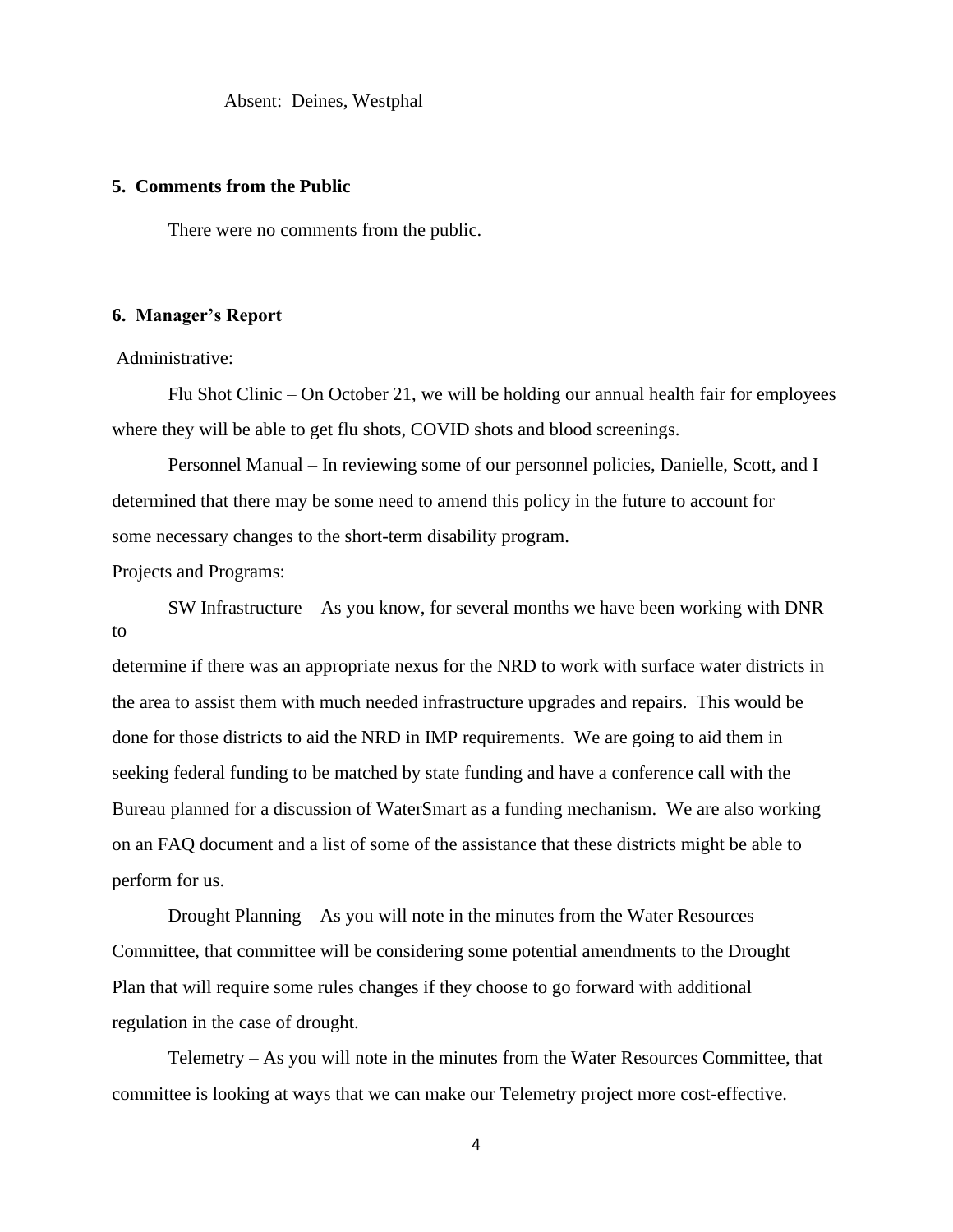Absent: Deines, Westphal

## 5. Comments from the Public

There were no comments from the public.

## 6. Manager's Report

Administrative:

Flu Shot Clinic – On October 21, we will be holding our annual health fair for employees where they will be able to get flu shots, COVID shots and blood screenings.

Personnel Manual – In reviewing some of our personnel policies, Danielle, Scott, and I determined that there may be some need to amend this policy in the future to account for some necessary changes to the short-term disability program.

Projects and Programs:

SW Infrastructure – As you know, for several months we have been working with DNR to determine if there was an appropriate nexus for the NRD to work with surface water districts in the area to assist them with much needed infrastructure upgrades and repairs. This would be done for those districts to aid the NRD in IMP requirements. We are going to aid them in seeking federal funding to be matched by state funding and have a conference call with the Bureau planned for a discussion of WaterSmart as a funding mechanism. We are also working on an FAQ document and a list of some of the assistance that these districts might be able to perform for us.

Drought Planning – As you will note in the minutes from the Water Resources Committee, that committee will be considering some potential amendments to the Drought Plan that will require some rules changes if they choose to go forward with additional regulation in the case of drought.

Telemetry – As you will note in the minutes from the Water Resources Committee, that committee is looking at ways that we can make our Telemetry project more cost-effective.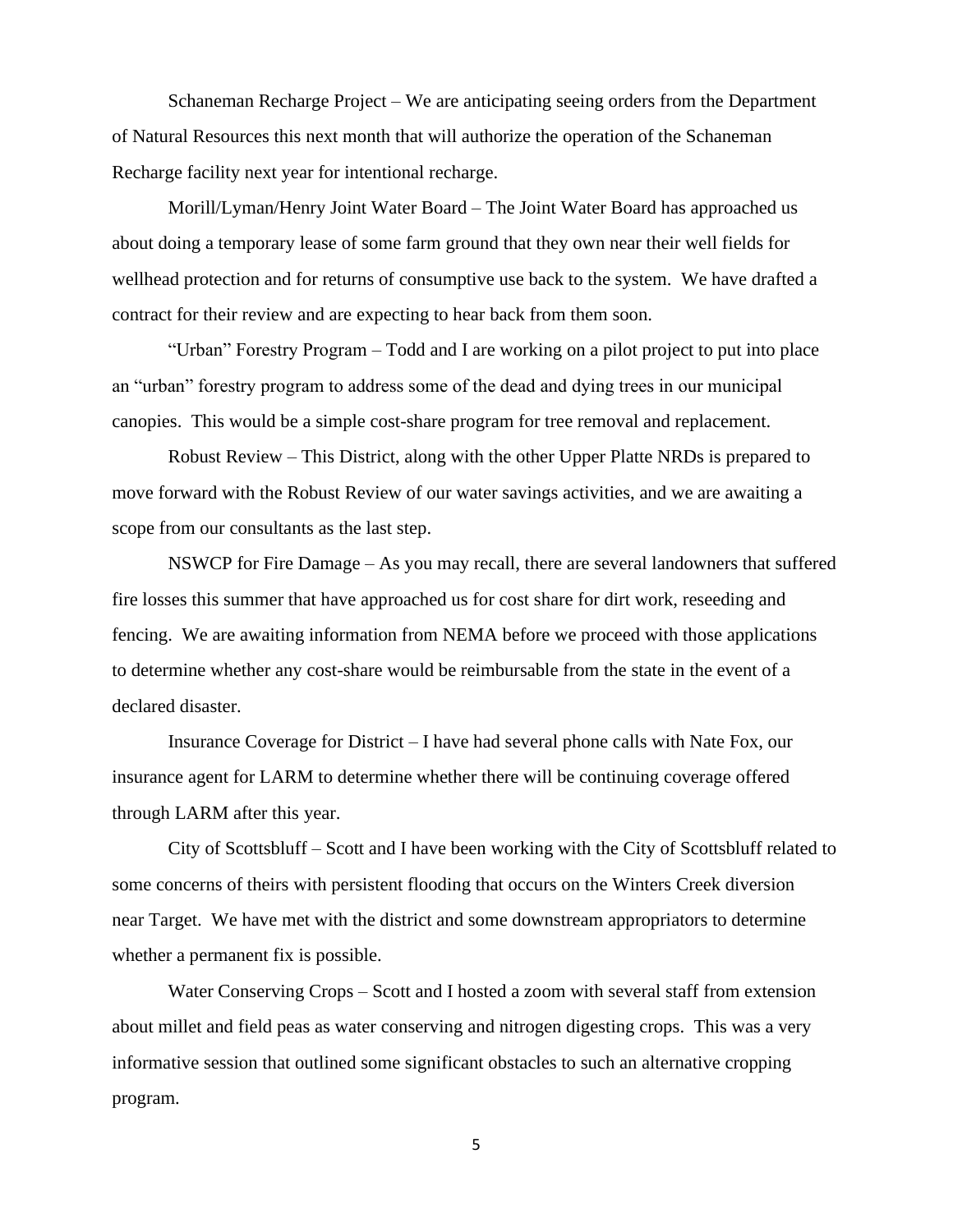Schaneman Recharge Project – We are anticipating seeing orders from the Department of Natural Resources this next month that will authorize the operation of the Schaneman Recharge facility next year for intentional recharge.

Morill/Lyman/Henry Joint Water Board – The Joint Water Board has approached us about doing a temporary lease of some farm ground that they own near their well fields for wellhead protection and for returns of consumptive use back to the system. We have drafted a contract for their review and are expecting to hear back from them soon.

"Urban" Forestry Program – Todd and I are working on a pilot project to put into place an "urban" forestry program to address some of the dead and dying trees in our municipal canopies. This would be a simple cost-share program for tree removal and replacement.

Robust Review – This District, along with the other Upper Platte NRDs is prepared to move forward with the Robust Review of our water savings activities, and we are awaiting a scope from our consultants as the last step.

NSWCP for Fire Damage – As you may recall, there are several landowners that suffered fire losses this summer that have approached us for cost share for dirt work, reseeding and fencing. We are awaiting information from NEMA before we proceed with those applications to determine whether any cost-share would be reimbursable from the state in the event of a declared disaster.

Insurance Coverage for District – I have had several phone calls with Nate Fox, our insurance agent for LARM to determine whether there will be continuing coverage offered through LARM after this year.

City of Scottsbluff – Scott and I have been working with the City of Scottsbluff related to some concerns of theirs with persistent flooding that occurs on the Winters Creek diversion near Target. We have met with the district and some downstream appropriators to determine whether a permanent fix is possible.

Water Conserving Crops – Scott and I hosted a zoom with several staff from extension about millet and field peas as water conserving and nitrogen digesting crops. This was a very informative session that outlined some significant obstacles to such an alternative cropping program.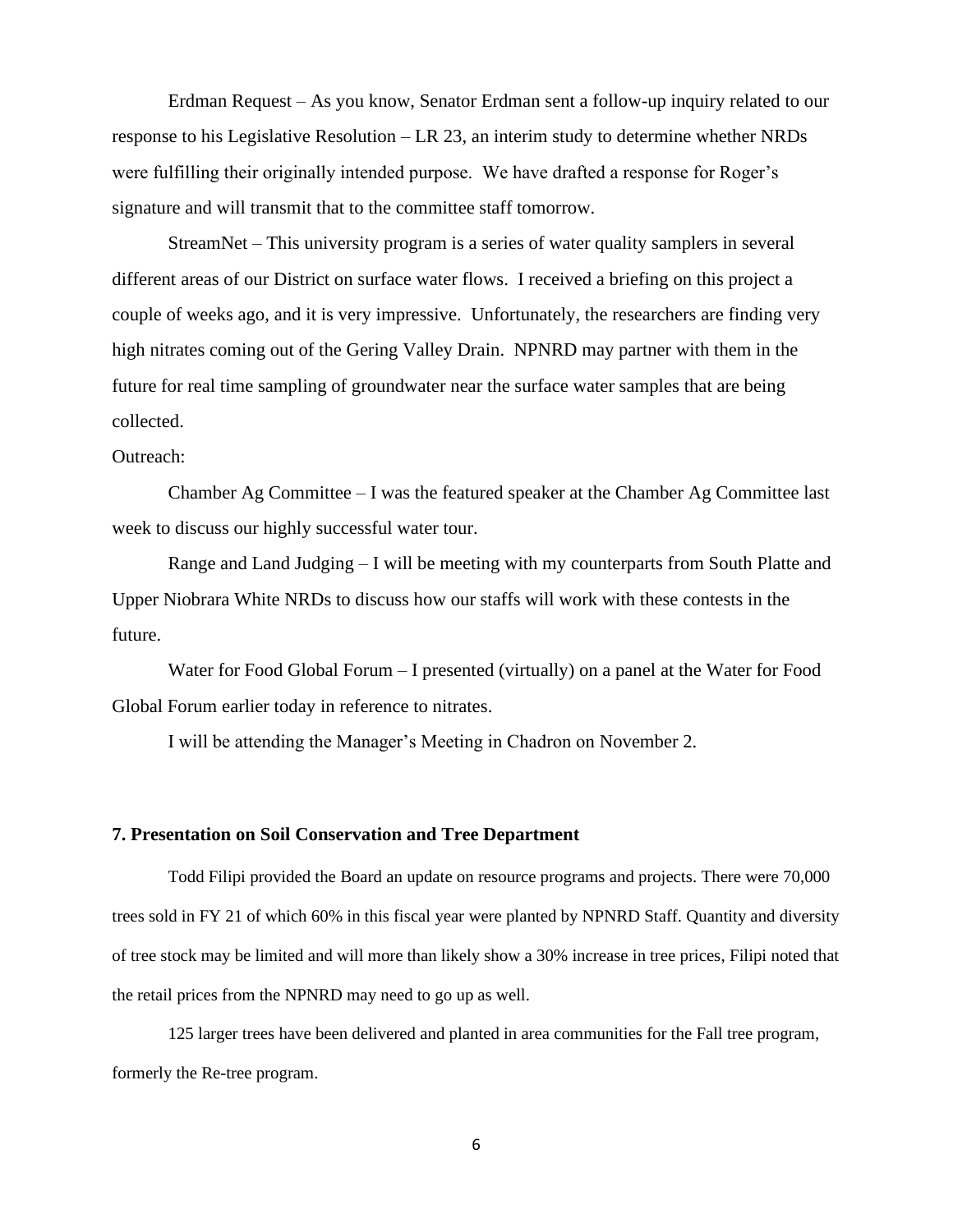Erdman Request – As you know, Senator Erdman sent a follow-up inquiry related to our response to his Legislative Resolution – LR 23, an interim study to determine whether NRDs were fulfilling their originally intended purpose. We have drafted a response for Roger's signature and will transmit that to the committee staff tomorrow.

StreamNet – This university program is a series of water quality samplers in several different areas of our District on surface water flows. I received a briefing on this project a couple of weeks ago, and it is very impressive. Unfortunately, the researchers are finding very high nitrates coming out of the Gering Valley Drain. NPNRD may partner with them in the future for real time sampling of groundwater near the surface water samples that are being collected.

Outreach:

Chamber Ag Committee – I was the featured speaker at the Chamber Ag Committee last week to discuss our highly successful water tour.

Range and Land Judging – I will be meeting with my counterparts from South Platte and Upper Niobrara White NRDs to discuss how our staffs will work with these contests in the future.

Water for Food Global Forum – I presented (virtually) on a panel at the Water for Food Global Forum earlier today in reference to nitrates.

I will be attending the Manager's Meeting in Chadron on November 2.

**7. Presentation on Soil Conservation and Tree Department**

Todd Filipi provided the Board an update on resource programs and projects. There were 70,000 trees sold in FY 21 of which 60% in this fiscal year were planted by NPNRD Staff. Quantity and diversity of tree stock may be limited and will more than likely show a 30% increase in tree prices, Filipi noted that the retail prices from the NPNRD may need to go up as well.

125 larger trees have been delivered and planted in area communities for the Fall tree program, formerly the Re-tree program.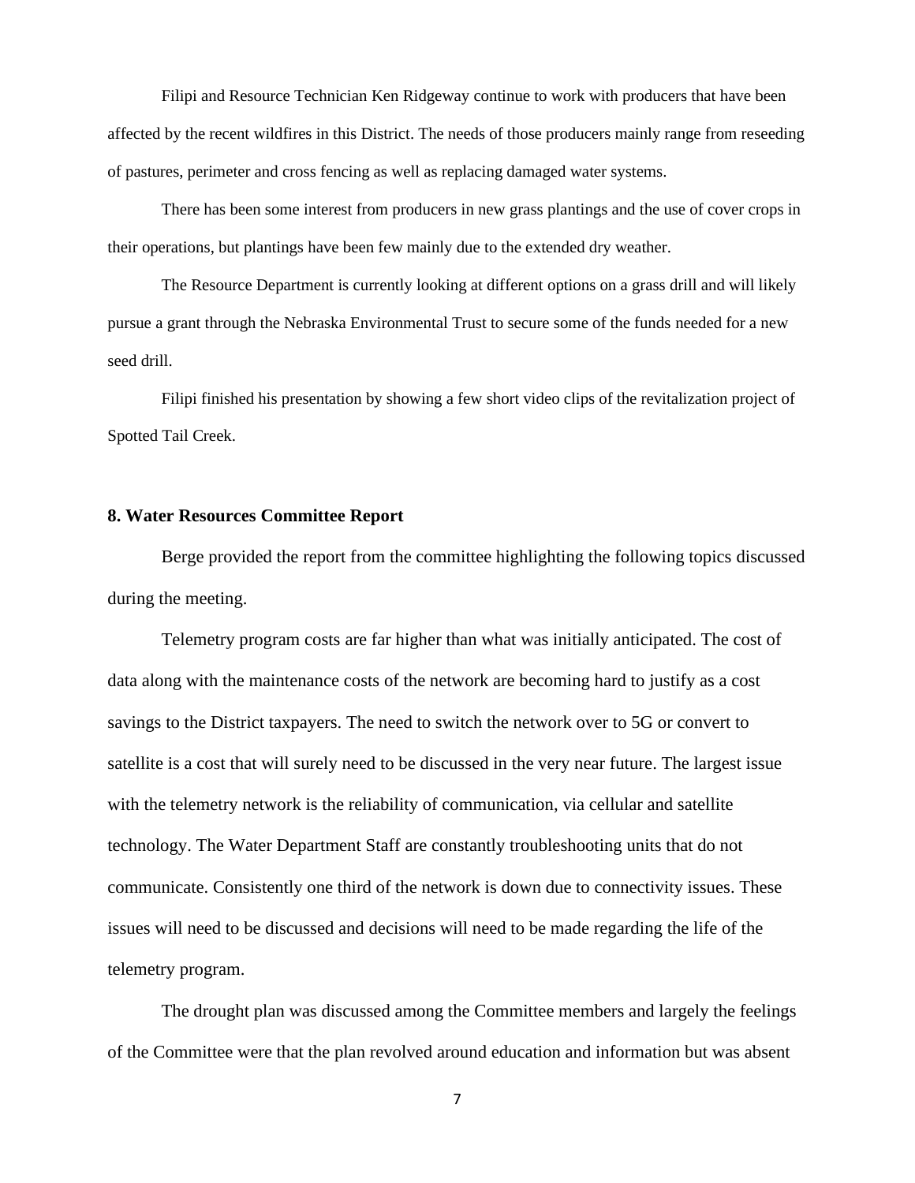Filipi and Resource Technician Ken Ridgeway continue to work with producers that have been affected by the recent wildfires in this District. The needs of those producers mainly range from reseeding of pastures, perimeter and cross fencing as well as replacing damaged water systems.

There has been some interest from producers in new grass plantings and the use of cover crops in their operations, but plantings have been few mainly due to the extended dry weather.

The Resource Department is currently looking at different options on a grass drill and will likely pursue a grant through the Nebraska Environmental Trust to secure some of the funds needed for a new seed drill.

Filipi finished his presentation by showing a few short video clips of the revitalization project of Spotted Tail Creek.

**8. Water Resources Committee Report**

Berge provided the report from the committee highlighting the following topics discussed during the meeting.

Telemetry program costs are far higher than what was initially anticipated. The cost of data along with the maintenance costs of the network are becoming hard to justify as a cost savings to the District taxpayers. The need to switch the network over to 5G or convert to satellite is a cost that will surely need to be discussed in the very near future. The largest issue with the telemetry network is the reliability of communication, via cellular and satellite technology. The Water Department Staff are constantly troubleshooting units that do not communicate. Consistently one third of the network is down due to connectivity issues. These issues will need to be discussed and decisions will need to be made regarding the life of the telemetry program.

The drought plan was discussed among the Committee members and largely the feelings of the Committee were that the plan revolved around education and information but was absent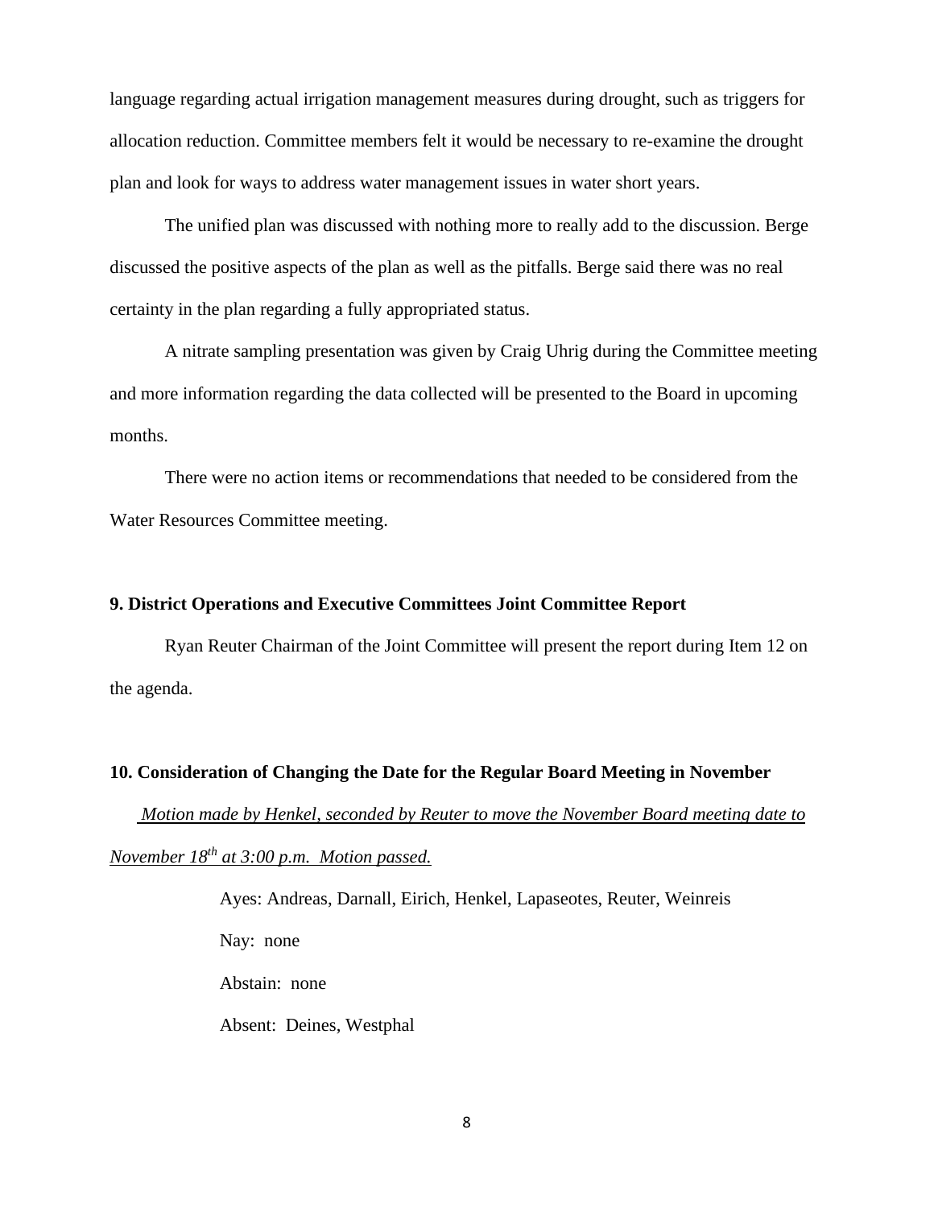language regarding actual irrigation management measures during drought, such as triggers for allocation reduction. Committee members felt it would be necessary to re-examine the drought plan and look for ways to address water management issues in water short years.

The unified plan was discussed with nothing more to really add to the discussion. Berge discussed the positive aspects of the plan as well as the pitfalls. Berge said there was no real certainty in the plan regarding a fully appropriated status.

A nitrate sampling presentation was given by Craig Uhrig during the Committee meeting and more information regarding the data collected will be presented to the Board in upcoming months.

There were no action items or recommendations that needed to be considered from the Water Resources Committee meeting.

**9. District Operations and Executive Committees Joint Committee Report**

Ryan Reuter Chairman of the Joint Committee will present the report during Item 12 on the agenda.

**10. Consideration of Changing the Date for the Regular Board Meeting in November**

*Motion made by Henkel, seconded by Reuter to move the November Board meeting date to November 18th at 3:00 p.m. Motion passed.*

Ayes: Andreas, Darnall, Eirich, Henkel, Lapaseotes, Reuter, Weinreis

Nay: none

Abstain: none

Absent: Deines, Westphal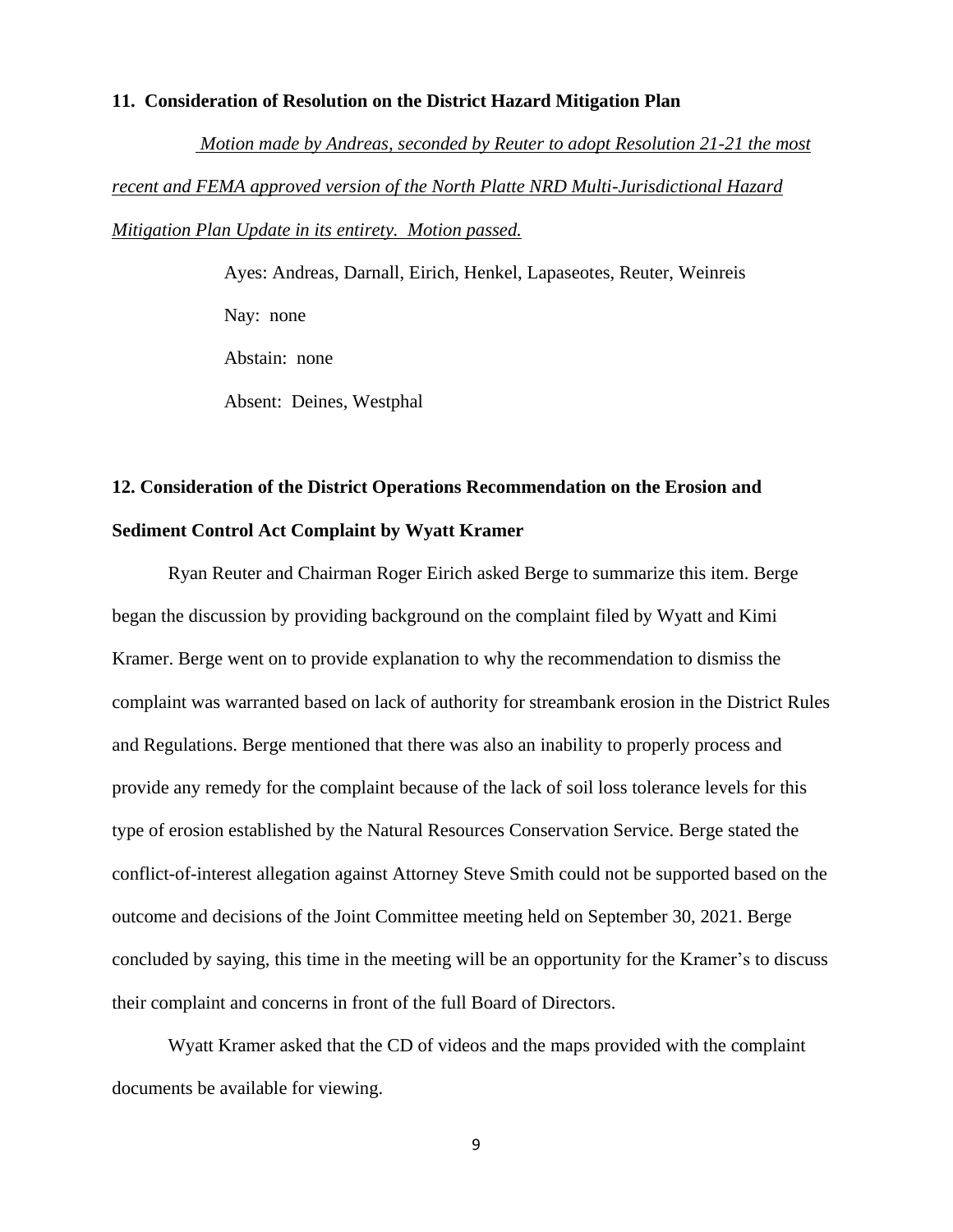**11. Consideration of Resolution on the District Hazard Mitigation Plan**

*Motion made by Andreas, seconded by Reuter to adopt Resolution 21-21 the most recent and FEMA approved version of the North Platte NRD Multi-Jurisdictional Hazard Mitigation Plan Update in its entirety. Motion passed.*

Ayes: Andreas, Darnall, Eirich, Henkel, Lapaseotes, Reuter, Weinreis

Nay: none

Abstain: none

Absent: Deines, Westphal

**12. Consideration of the District Operations Recommendation on the Erosion and Sediment Control Act Complaint by Wyatt Kramer**

Ryan Reuter and Chairman Roger Eirich asked Berge to summarize this item. Berge began the discussion by providing background on the complaint filed by Wyatt and Kimi Kramer. Berge went on to provide explanation to why the recommendation to dismiss the complaint was warranted based on lack of authority for streambank erosion in the District Rules and Regulations. Berge mentioned that there was also an inability to properly process and provide any remedy for the complaint because of the lack of soil loss tolerance levels for this type of erosion established by the Natural Resources Conservation Service. Berge stated the conflict-of-interest allegation against Attorney Steve Smith could not be supported based on the outcome and decisions of the Joint Committee meeting held on September 30, 2021. Berge concluded by saying, this time in the meeting will be an opportunity for the Kramer's to discuss their complaint and concerns in front of the full Board of Directors.

Wyatt Kramer asked that the CD of videos and the maps provided with the complaint documents be available for viewing.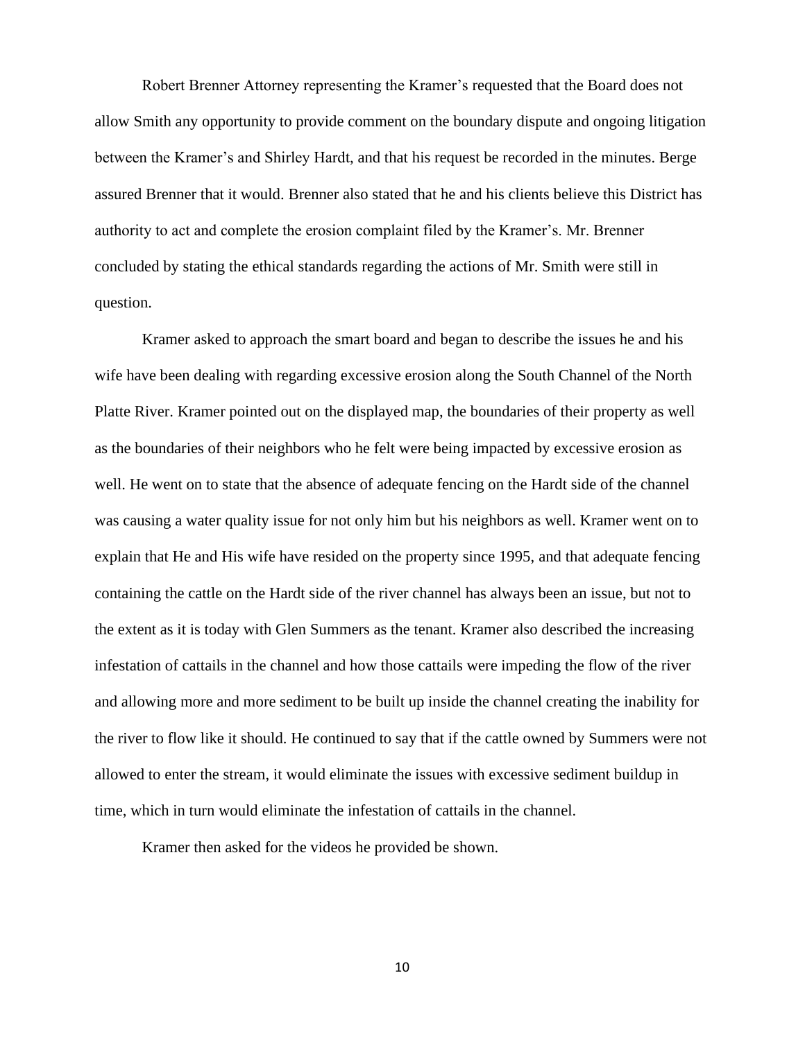Robert Brenner Attorney representing the Kramer's requested that the Board does not allow Smith any opportunity to provide comment on the boundary dispute and ongoing litigation between the Kramer's and Shirley Hardt, and that his request be recorded in the minutes. Berge assured Brenner that it would. Brenner also stated that he and his clients believe this District has authority to act and complete the erosion complaint filed by the Kramer's. Mr. Brenner concluded by stating the ethical standards regarding the actions of Mr. Smith were still in question.

Kramer asked to approach the smart board and began to describe the issues he and his wife have been dealing with regarding excessive erosion along the South Channel of the North Platte River. Kramer pointed out on the displayed map, the boundaries of their property as well as the boundaries of their neighbors who he felt were being impacted by excessive erosion as well. He went on to state that the absence of adequate fencing on the Hardt side of the channel was causing a water quality issue for not only him but his neighbors as well. Kramer went on to explain that He and His wife have resided on the property since 1995, and that adequate fencing containing the cattle on the Hardt side of the river channel has always been an issue, but not to the extent as it is today with Glen Summers as the tenant. Kramer also described the increasing infestation of cattails in the channel and how those cattails were impeding the flow of the river and allowing more and more sediment to be built up inside the channel creating the inability for the river to flow like it should. He continued to say that if the cattle owned by Summers were not allowed to enter the stream, it would eliminate the issues with excessive sediment buildup in time, which in turn would eliminate the infestation of cattails in the channel.

Kramer then asked for the videos he provided be shown.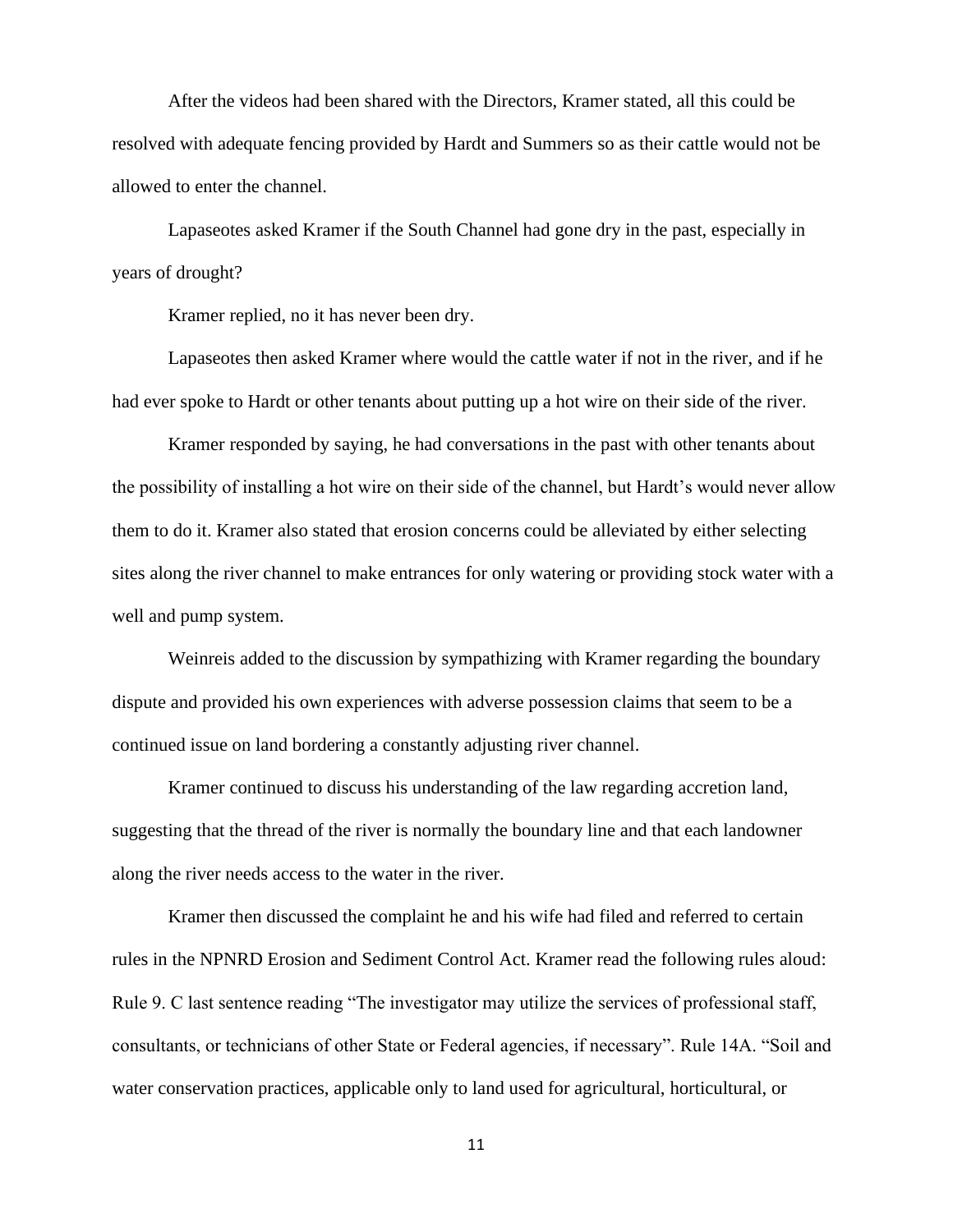After the videos had been shared with the Directors, Kramer stated, all this could be resolved with adequate fencing provided by Hardt and Summers so as their cattle would not be allowed to enter the channel.

Lapaseotes asked Kramer if the South Channel had gone dry in the past, especially in years of drought?

Kramer replied, no it has never been dry.

Lapaseotes then asked Kramer where would the cattle water if not in the river, and if he had ever spoke to Hardt or other tenants about putting up a hot wire on their side of the river.

Kramer responded by saying, he had conversations in the past with other tenants about the possibility of installing a hot wire on their side of the channel, but Hardt's would never allow them to do it. Kramer also stated that erosion concerns could be alleviated by either selecting sites along the river channel to make entrances for only watering or providing stock water with a well and pump system.

Weinreis added to the discussion by sympathizing with Kramer regarding the boundary dispute and provided his own experiences with adverse possession claims that seem to be a continued issue on land bordering a constantly adjusting river channel.

Kramer continued to discuss his understanding of the law regarding accretion land, suggesting that the thread of the river is normally the boundary line and that each landowner along the river needs access to the water in the river.

Kramer then discussed the complaint he and his wife had filed and referred to certain rules in the NPNRD Erosion and Sediment Control Act. Kramer read the following rules aloud: Rule 9. C last sentence reading "The investigator may utilize the services of professional staff, consultants, or technicians of other State or Federal agencies, if necessary". Rule 14A. "Soil and water conservation practices, applicable only to land used for agricultural, horticultural, or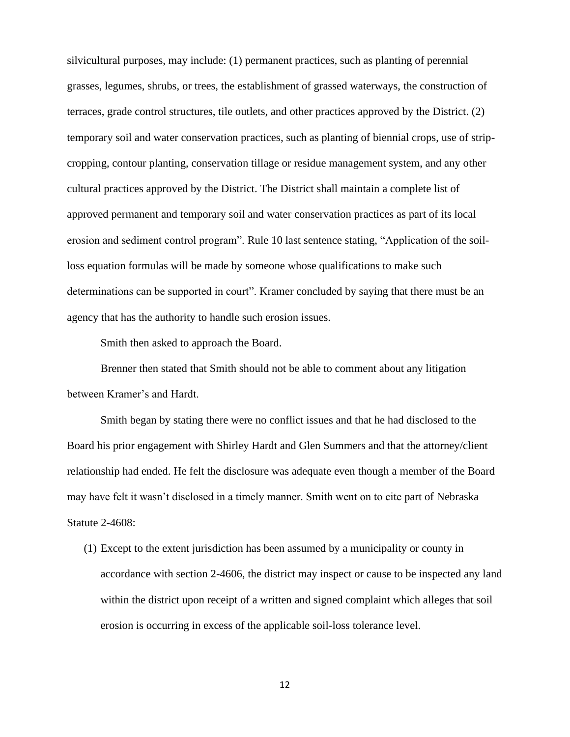silvicultural purposes, may include: (1) permanent practices, such as planting of perennial grasses, legumes, shrubs, or trees, the establishment of grassed waterways, the construction of terraces, grade control structures, tile outlets, and other practices approved by the District. (2) temporary soil and water conservation practices, such as planting of biennial crops, use of strip-cropping, contour planting, conservation tillage or residue management system, and any other cultural practices approved by the District. The District shall maintain a complete list of approved permanent and temporary soil and water conservation practices as part of its local erosion and sediment control program". Rule 10 last sentence stating, "Application of the soil-loss equation formulas will be made by someone whose qualifications to make such determinations can be supported in court". Kramer concluded by saying that there must be an agency that has the authority to handle such erosion issues.

Smith then asked to approach the Board.

Brenner then stated that Smith should not be able to comment about any litigation between Kramer's and Hardt.

Smith began by stating there were no conflict issues and that he had disclosed to the Board his prior engagement with Shirley Hardt and Glen Summers and that the attorney/client relationship had ended. He felt the disclosure was adequate even though a member of the Board may have felt it wasn't disclosed in a timely manner. Smith went on to cite part of Nebraska Statute 2-4608:

(1) Except to the extent jurisdiction has been assumed by a municipality or county in accordance with section 2-4606, the district may inspect or cause to be inspected any land within the district upon receipt of a written and signed complaint which alleges that soil erosion is occurring in excess of the applicable soil-loss tolerance level.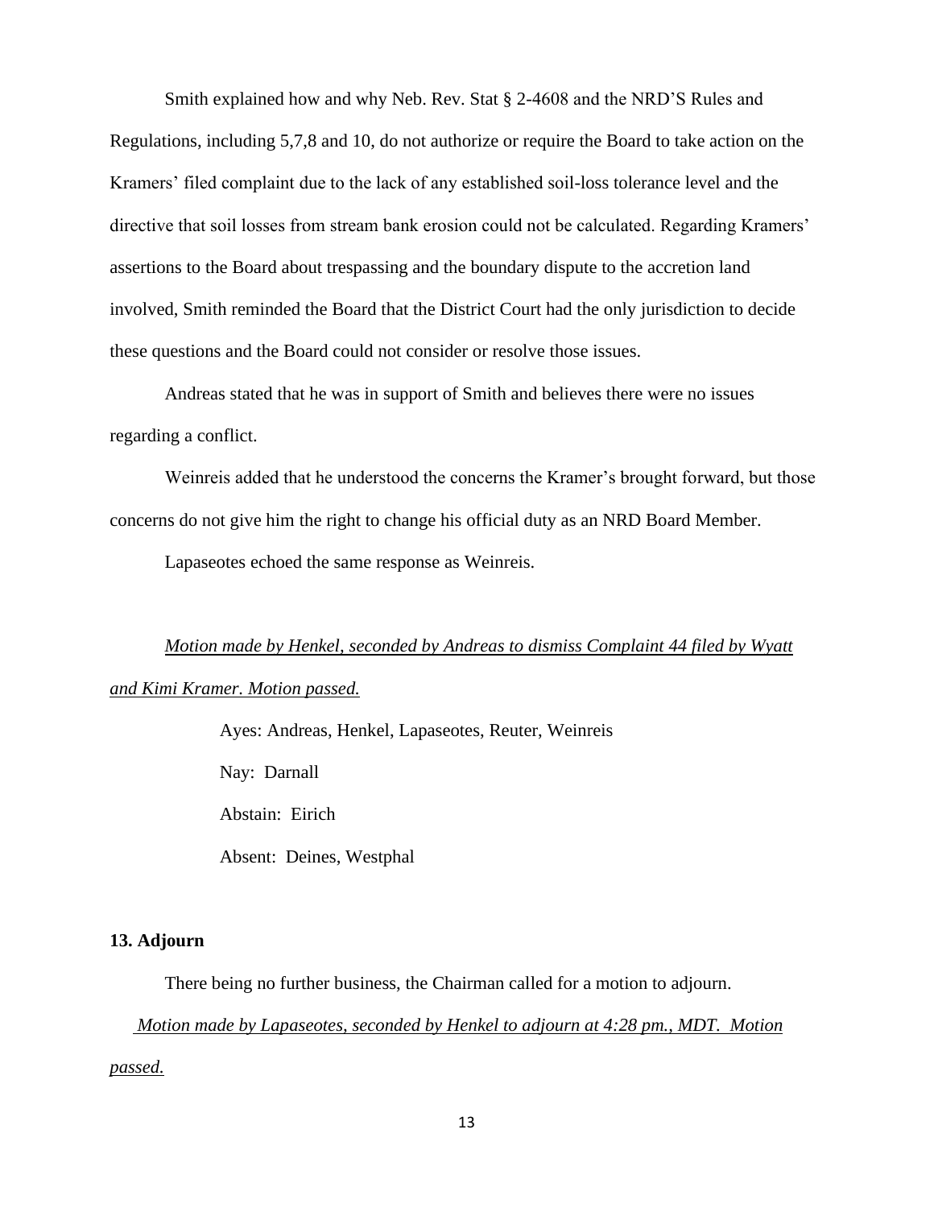Smith explained how and why Neb. Rev. Stat § 2-4608 and the NRD'S Rules and Regulations, including 5,7,8 and 10, do not authorize or require the Board to take action on the Kramers' filed complaint due to the lack of any established soil-loss tolerance level and the directive that soil losses from stream bank erosion could not be calculated. Regarding Kramers' assertions to the Board about trespassing and the boundary dispute to the accretion land involved, Smith reminded the Board that the District Court had the only jurisdiction to decide these questions and the Board could not consider or resolve those issues.

Andreas stated that he was in support of Smith and believes there were no issues regarding a conflict.

Weinreis added that he understood the concerns the Kramer's brought forward, but those concerns do not give him the right to change his official duty as an NRD Board Member.

Lapaseotes echoed the same response as Weinreis.

*Motion made by Henkel, seconded by Andreas to dismiss Complaint 44 filed by Wyatt and Kimi Kramer. Motion passed.*

Ayes: Andreas, Henkel, Lapaseotes, Reuter, Weinreis

Nay: Darnall

Abstain: Eirich

Absent: Deines, Westphal

**13. Adjourn**

There being no further business, the Chairman called for a motion to adjourn.

*Motion made by Lapaseotes, seconded by Henkel to adjourn at 4:28 pm., MDT. Motion passed.*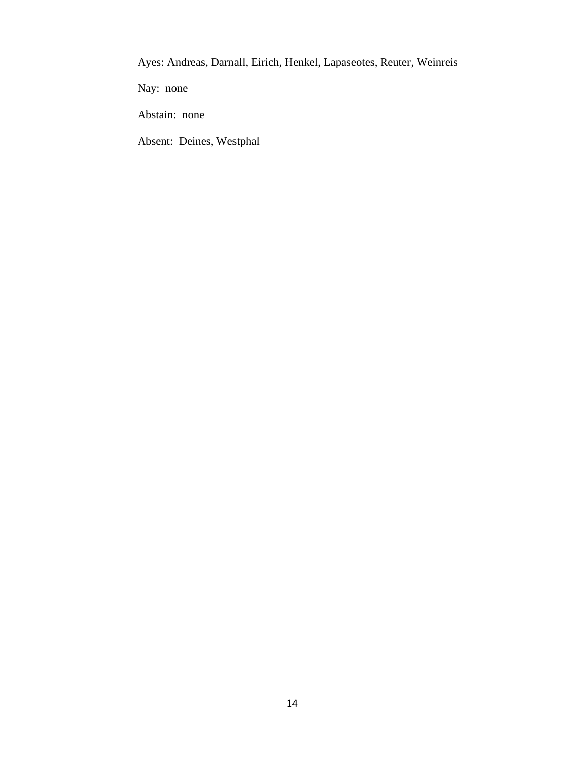Ayes: Andreas, Darnall, Eirich, Henkel, Lapaseotes, Reuter, Weinreis

Nay: none

Abstain: none

Absent: Deines, Westphal